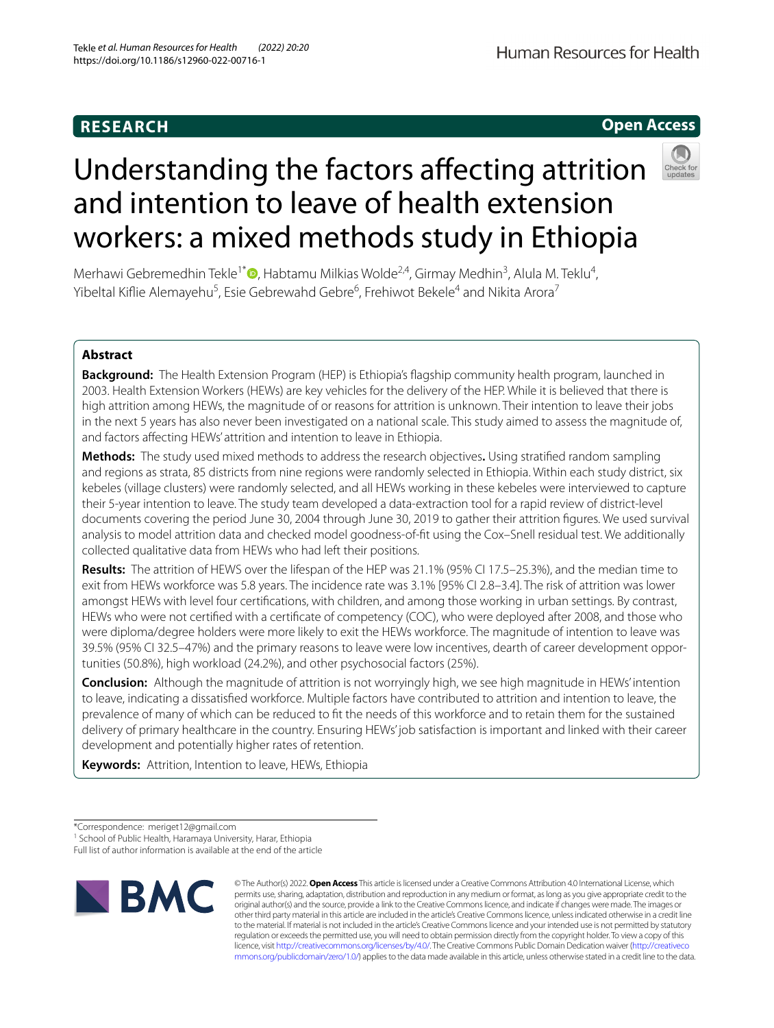RESEARCH

Open Access

# Understanding the factors affecting attrition and intention to leave of health extension workers: a mixed methods study in Ethiopia

Merhawi Gebremedhin Tekle[1*], Habtamu Milkias Wolde[2,4], Girmay Medhin[3], Alula M. Teklu[4], Yibeltal Kiflie Alemayehu[5], Esie Gebrewahd Gebre[6], Frehiwot Bekele[4] and Nikita Arora[7]

## Abstract

**Background:** The Health Extension Program (HEP) is Ethiopia's flagship community health program, launched in 2003. Health Extension Workers (HEWs) are key vehicles for the delivery of the HEP. While it is believed that there is high attrition among HEWs, the magnitude of or reasons for attrition is unknown. Their intention to leave their jobs in the next 5 years has also never been investigated on a national scale. This study aimed to assess the magnitude of, and factors affecting HEWs' attrition and intention to leave in Ethiopia.

**Methods:** The study used mixed methods to address the research objectives**.** Using stratified random sampling and regions as strata, 85 districts from nine regions were randomly selected in Ethiopia. Within each study district, six kebeles (village clusters) were randomly selected, and all HEWs working in these kebeles were interviewed to capture their 5-year intention to leave. The study team developed a data-extraction tool for a rapid review of district-level documents covering the period June 30, 2004 through June 30, 2019 to gather their attrition figures. We used survival analysis to model attrition data and checked model goodness-of-fit using the Cox–Snell residual test. We additionally collected qualitative data from HEWs who had left their positions.

**Results:** The attrition of HEWS over the lifespan of the HEP was 21.1% (95% CI 17.5–25.3%), and the median time to exit from HEWs workforce was 5.8 years. The incidence rate was 3.1% [95% CI 2.8–3.4]. The risk of attrition was lower amongst HEWs with level four certifications, with children, and among those working in urban settings. By contrast, HEWs who were not certified with a certificate of competency (COC), who were deployed after 2008, and those who were diploma/degree holders were more likely to exit the HEWs workforce. The magnitude of intention to leave was 39.5% (95% CI 32.5–47%) and the primary reasons to leave were low incentives, dearth of career development opportunities (50.8%), high workload (24.2%), and other psychosocial factors (25%).

**Conclusion:** Although the magnitude of attrition is not worryingly high, we see high magnitude in HEWs' intention to leave, indicating a dissatisfied workforce. Multiple factors have contributed to attrition and intention to leave, the prevalence of many of which can be reduced to fit the needs of this workforce and to retain them for the sustained delivery of primary healthcare in the country. Ensuring HEWs' job satisfaction is important and linked with their career development and potentially higher rates of retention.

**Keywords:** Attrition, Intention to leave, HEWs, Ethiopia

*Correspondence: meriget12@gmail.com

[1] School of Public Health, Haramaya University, Harar, Ethiopia

Full list of author information is available at the end of the article

© The Author(s) 2022. **Open Access** This article is licensed under a Creative Commons Attribution 4.0 International License, which permits use, sharing, adaptation, distribution and reproduction in any medium or format, as long as you give appropriate credit to the original author(s) and the source, provide a link to the Creative Commons licence, and indicate if changes were made. The images or other third party material in this article are included in the article's Creative Commons licence, unless indicated otherwise in a credit line to the material. If material is not included in the article's Creative Commons licence and your intended use is not permitted by statutory regulation or exceeds the permitted use, you will need to obtain permission directly from the copyright holder. To view a copy of this licence, visit http://creativecommons.org/licenses/by/4.0/. The Creative Commons Public Domain Dedication waiver (http://creativecommons.org/publicdomain/zero/1.0/) applies to the data made available in this article, unless otherwise stated in a credit line to the data.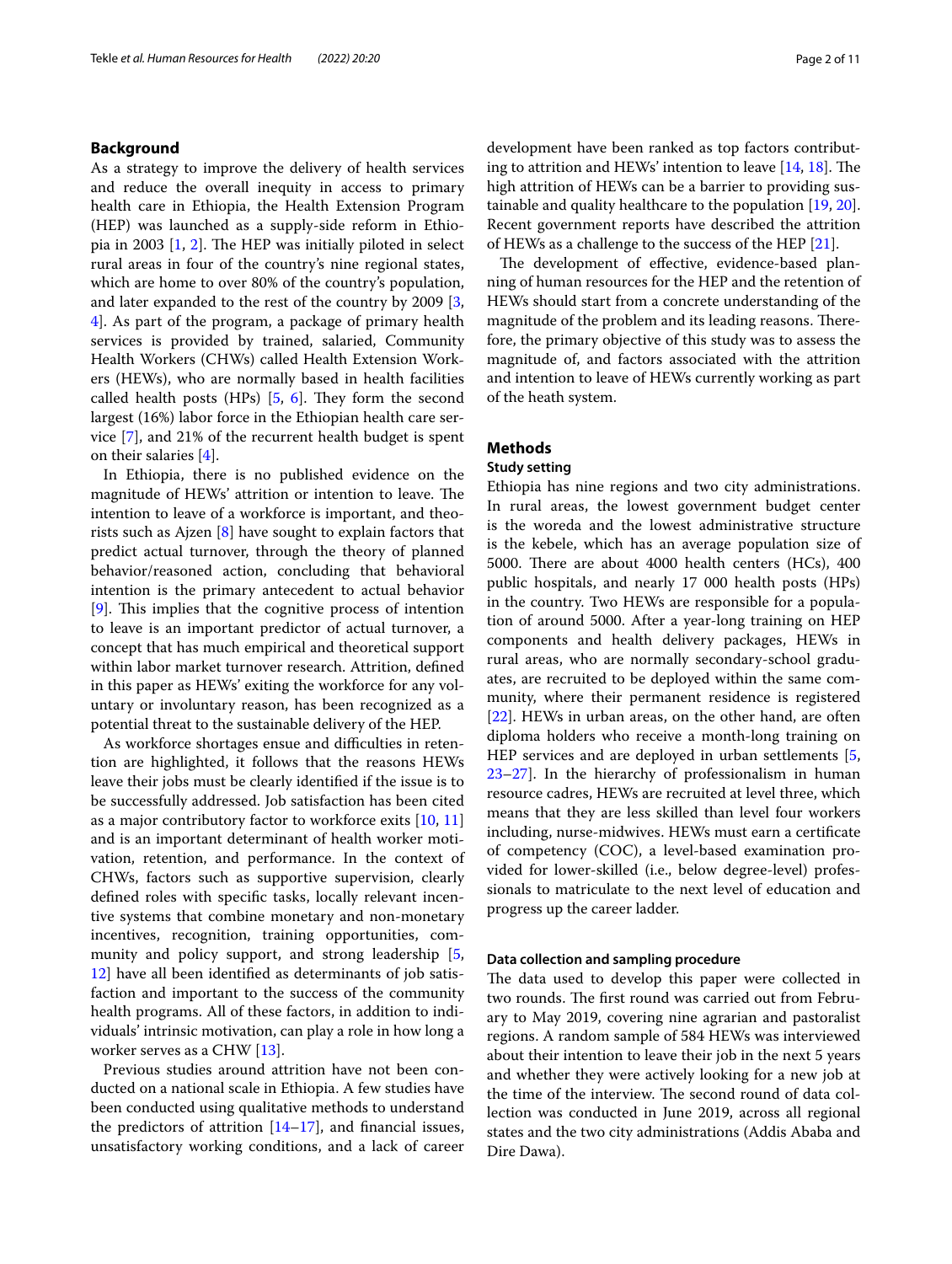## Background

As a strategy to improve the delivery of health services and reduce the overall inequity in access to primary health care in Ethiopia, the Health Extension Program (HEP) was launched as a supply-side reform in Ethiopia in 2003 [1, 2]. The HEP was initially piloted in select rural areas in four of the country's nine regional states, which are home to over 80% of the country's population, and later expanded to the rest of the country by 2009 [3, 4]. As part of the program, a package of primary health services is provided by trained, salaried, Community Health Workers (CHWs) called Health Extension Workers (HEWs), who are normally based in health facilities called health posts (HPs) [5, 6]. They form the second largest (16%) labor force in the Ethiopian health care service [7], and 21% of the recurrent health budget is spent on their salaries [4].

In Ethiopia, there is no published evidence on the magnitude of HEWs' attrition or intention to leave. The intention to leave of a workforce is important, and theorists such as Ajzen [8] have sought to explain factors that predict actual turnover, through the theory of planned behavior/reasoned action, concluding that behavioral intention is the primary antecedent to actual behavior [9]. This implies that the cognitive process of intention to leave is an important predictor of actual turnover, a concept that has much empirical and theoretical support within labor market turnover research. Attrition, defined in this paper as HEWs' exiting the workforce for any voluntary or involuntary reason, has been recognized as a potential threat to the sustainable delivery of the HEP.

As workforce shortages ensue and difficulties in retention are highlighted, it follows that the reasons HEWs leave their jobs must be clearly identified if the issue is to be successfully addressed. Job satisfaction has been cited as a major contributory factor to workforce exits [10, 11] and is an important determinant of health worker motivation, retention, and performance. In the context of CHWs, factors such as supportive supervision, clearly defined roles with specific tasks, locally relevant incentive systems that combine monetary and non-monetary incentives, recognition, training opportunities, community and policy support, and strong leadership [5, 12] have all been identified as determinants of job satisfaction and important to the success of the community health programs. All of these factors, in addition to individuals' intrinsic motivation, can play a role in how long a worker serves as a CHW [13].

Previous studies around attrition have not been conducted on a national scale in Ethiopia. A few studies have been conducted using qualitative methods to understand the predictors of attrition [14–17], and financial issues, unsatisfactory working conditions, and a lack of career development have been ranked as top factors contributing to attrition and HEWs' intention to leave [14, 18]. The high attrition of HEWs can be a barrier to providing sustainable and quality healthcare to the population [19, 20]. Recent government reports have described the attrition of HEWs as a challenge to the success of the HEP [21].

The development of effective, evidence-based planning of human resources for the HEP and the retention of HEWs should start from a concrete understanding of the magnitude of the problem and its leading reasons. Therefore, the primary objective of this study was to assess the magnitude of, and factors associated with the attrition and intention to leave of HEWs currently working as part of the heath system.

## Methods

### Study setting

Ethiopia has nine regions and two city administrations. In rural areas, the lowest government budget center is the woreda and the lowest administrative structure is the kebele, which has an average population size of 5000. There are about 4000 health centers (HCs), 400 public hospitals, and nearly 17 000 health posts (HPs) in the country. Two HEWs are responsible for a population of around 5000. After a year-long training on HEP components and health delivery packages, HEWs in rural areas, who are normally secondary-school graduates, are recruited to be deployed within the same community, where their permanent residence is registered [22]. HEWs in urban areas, on the other hand, are often diploma holders who receive a month-long training on HEP services and are deployed in urban settlements [5, 23–27]. In the hierarchy of professionalism in human resource cadres, HEWs are recruited at level three, which means that they are less skilled than level four workers including, nurse-midwives. HEWs must earn a certificate of competency (COC), a level-based examination provided for lower-skilled (i.e., below degree-level) professionals to matriculate to the next level of education and progress up the career ladder.

### Data collection and sampling procedure

The data used to develop this paper were collected in two rounds. The first round was carried out from February to May 2019, covering nine agrarian and pastoralist regions. A random sample of 584 HEWs was interviewed about their intention to leave their job in the next 5 years and whether they were actively looking for a new job at the time of the interview. The second round of data collection was conducted in June 2019, across all regional states and the two city administrations (Addis Ababa and Dire Dawa).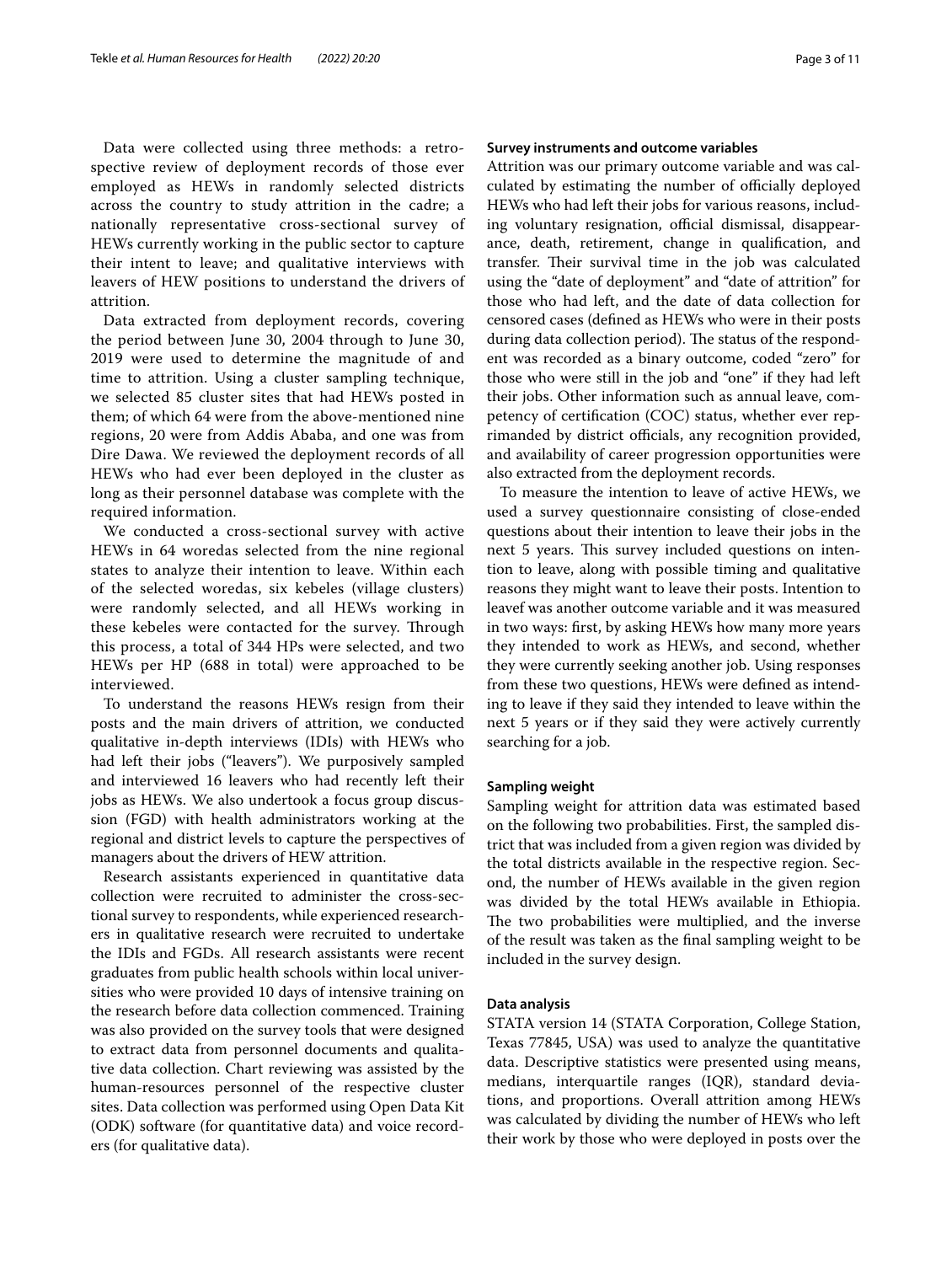Data were collected using three methods: a retrospective review of deployment records of those ever employed as HEWs in randomly selected districts across the country to study attrition in the cadre; a nationally representative cross-sectional survey of HEWs currently working in the public sector to capture their intent to leave; and qualitative interviews with leavers of HEW positions to understand the drivers of attrition.

Data extracted from deployment records, covering the period between June 30, 2004 through to June 30, 2019 were used to determine the magnitude of and time to attrition. Using a cluster sampling technique, we selected 85 cluster sites that had HEWs posted in them; of which 64 were from the above-mentioned nine regions, 20 were from Addis Ababa, and one was from Dire Dawa. We reviewed the deployment records of all HEWs who had ever been deployed in the cluster as long as their personnel database was complete with the required information.

We conducted a cross-sectional survey with active HEWs in 64 woredas selected from the nine regional states to analyze their intention to leave. Within each of the selected woredas, six kebeles (village clusters) were randomly selected, and all HEWs working in these kebeles were contacted for the survey. Through this process, a total of 344 HPs were selected, and two HEWs per HP (688 in total) were approached to be interviewed.

To understand the reasons HEWs resign from their posts and the main drivers of attrition, we conducted qualitative in-depth interviews (IDIs) with HEWs who had left their jobs ("leavers"). We purposively sampled and interviewed 16 leavers who had recently left their jobs as HEWs. We also undertook a focus group discussion (FGD) with health administrators working at the regional and district levels to capture the perspectives of managers about the drivers of HEW attrition.

Research assistants experienced in quantitative data collection were recruited to administer the cross-sectional survey to respondents, while experienced researchers in qualitative research were recruited to undertake the IDIs and FGDs. All research assistants were recent graduates from public health schools within local universities who were provided 10 days of intensive training on the research before data collection commenced. Training was also provided on the survey tools that were designed to extract data from personnel documents and qualitative data collection. Chart reviewing was assisted by the human-resources personnel of the respective cluster sites. Data collection was performed using Open Data Kit (ODK) software (for quantitative data) and voice recorders (for qualitative data).

### Survey instruments and outcome variables

Attrition was our primary outcome variable and was calculated by estimating the number of officially deployed HEWs who had left their jobs for various reasons, including voluntary resignation, official dismissal, disappearance, death, retirement, change in qualification, and transfer. Their survival time in the job was calculated using the "date of deployment" and "date of attrition" for those who had left, and the date of data collection for censored cases (defined as HEWs who were in their posts during data collection period). The status of the respondent was recorded as a binary outcome, coded "zero" for those who were still in the job and "one" if they had left their jobs. Other information such as annual leave, competency of certification (COC) status, whether ever reprimanded by district officials, any recognition provided, and availability of career progression opportunities were also extracted from the deployment records.

To measure the intention to leave of active HEWs, we used a survey questionnaire consisting of close-ended questions about their intention to leave their jobs in the next 5 years. This survey included questions on intention to leave, along with possible timing and qualitative reasons they might want to leave their posts. Intention to leavef was another outcome variable and it was measured in two ways: first, by asking HEWs how many more years they intended to work as HEWs, and second, whether they were currently seeking another job. Using responses from these two questions, HEWs were defined as intending to leave if they said they intended to leave within the next 5 years or if they said they were actively currently searching for a job.

### Sampling weight

Sampling weight for attrition data was estimated based on the following two probabilities. First, the sampled district that was included from a given region was divided by the total districts available in the respective region. Second, the number of HEWs available in the given region was divided by the total HEWs available in Ethiopia. The two probabilities were multiplied, and the inverse of the result was taken as the final sampling weight to be included in the survey design.

### Data analysis

STATA version 14 (STATA Corporation, College Station, Texas 77845, USA) was used to analyze the quantitative data. Descriptive statistics were presented using means, medians, interquartile ranges (IQR), standard deviations, and proportions. Overall attrition among HEWs was calculated by dividing the number of HEWs who left their work by those who were deployed in posts over the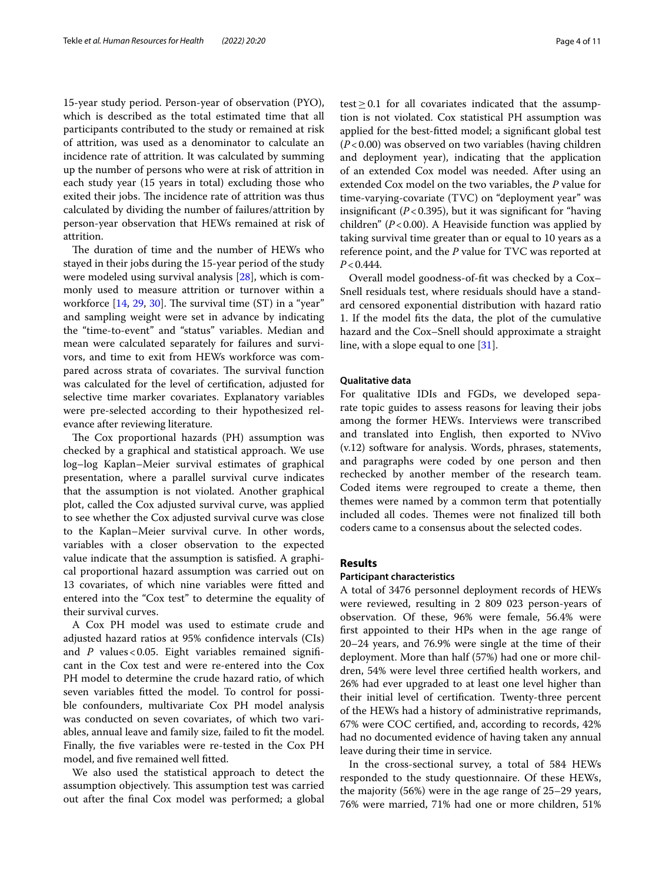15-year study period. Person-year of observation (PYO), which is described as the total estimated time that all participants contributed to the study or remained at risk of attrition, was used as a denominator to calculate an incidence rate of attrition. It was calculated by summing up the number of persons who were at risk of attrition in each study year (15 years in total) excluding those who exited their jobs. The incidence rate of attrition was thus calculated by dividing the number of failures/attrition by person-year observation that HEWs remained at risk of attrition.

The duration of time and the number of HEWs who stayed in their jobs during the 15-year period of the study were modeled using survival analysis [28], which is commonly used to measure attrition or turnover within a workforce [14, 29, 30]. The survival time (ST) in a "year" and sampling weight were set in advance by indicating the "time-to-event" and "status" variables. Median and mean were calculated separately for failures and survivors, and time to exit from HEWs workforce was compared across strata of covariates. The survival function was calculated for the level of certification, adjusted for selective time marker covariates. Explanatory variables were pre-selected according to their hypothesized relevance after reviewing literature.

The Cox proportional hazards (PH) assumption was checked by a graphical and statistical approach. We use log–log Kaplan–Meier survival estimates of graphical presentation, where a parallel survival curve indicates that the assumption is not violated. Another graphical plot, called the Cox adjusted survival curve, was applied to see whether the Cox adjusted survival curve was close to the Kaplan–Meier survival curve. In other words, variables with a closer observation to the expected value indicate that the assumption is satisfied. A graphical proportional hazard assumption was carried out on 13 covariates, of which nine variables were fitted and entered into the "Cox test" to determine the equality of their survival curves.

A Cox PH model was used to estimate crude and adjusted hazard ratios at 95% confidence intervals (CIs) and $P$ values $< 0.05$. Eight variables remained significant in the Cox test and were re-entered into the Cox PH model to determine the crude hazard ratio, of which seven variables fitted the model. To control for possible confounders, multivariate Cox PH model analysis was conducted on seven covariates, of which two variables, annual leave and family size, failed to fit the model. Finally, the five variables were re-tested in the Cox PH model, and five remained well fitted.

We also used the statistical approach to detect the assumption objectively. This assumption test was carried out after the final Cox model was performed; a global test $\geq 0.1$ for all covariates indicated that the assumption is not violated. Cox statistical PH assumption was applied for the best-fitted model; a significant global test ($P < 0.00$) was observed on two variables (having children and deployment year), indicating that the application of an extended Cox model was needed. After using an extended Cox model on the two variables, the $P$ value for time-varying-covariate (TVC) on "deployment year" was insignificant ($P < 0.395$), but it was significant for "having children" ($P < 0.00$). A Heaviside function was applied by taking survival time greater than or equal to 10 years as a reference point, and the $P$ value for TVC was reported at $P < 0.444$.

Overall model goodness-of-fit was checked by a Cox–Snell residuals test, where residuals should have a standard censored exponential distribution with hazard ratio 1. If the model fits the data, the plot of the cumulative hazard and the Cox–Snell should approximate a straight line, with a slope equal to one [31].

### Qualitative data

For qualitative IDIs and FGDs, we developed separate topic guides to assess reasons for leaving their jobs among the former HEWs. Interviews were transcribed and translated into English, then exported to NVivo (v.12) software for analysis. Words, phrases, statements, and paragraphs were coded by one person and then rechecked by another member of the research team. Coded items were regrouped to create a theme, then themes were named by a common term that potentially included all codes. Themes were not finalized till both coders came to a consensus about the selected codes.

## Results

### Participant characteristics

A total of 3476 personnel deployment records of HEWs were reviewed, resulting in 2 809 023 person-years of observation. Of these, 96% were female, 56.4% were first appointed to their HPs when in the age range of 20–24 years, and 76.9% were single at the time of their deployment. More than half (57%) had one or more children, 54% were level three certified health workers, and 26% had ever upgraded to at least one level higher than their initial level of certification. Twenty-three percent of the HEWs had a history of administrative reprimands, 67% were COC certified, and, according to records, 42% had no documented evidence of having taken any annual leave during their time in service.

In the cross-sectional survey, a total of 584 HEWs responded to the study questionnaire. Of these HEWs, the majority (56%) were in the age range of 25–29 years, 76% were married, 71% had one or more children, 51%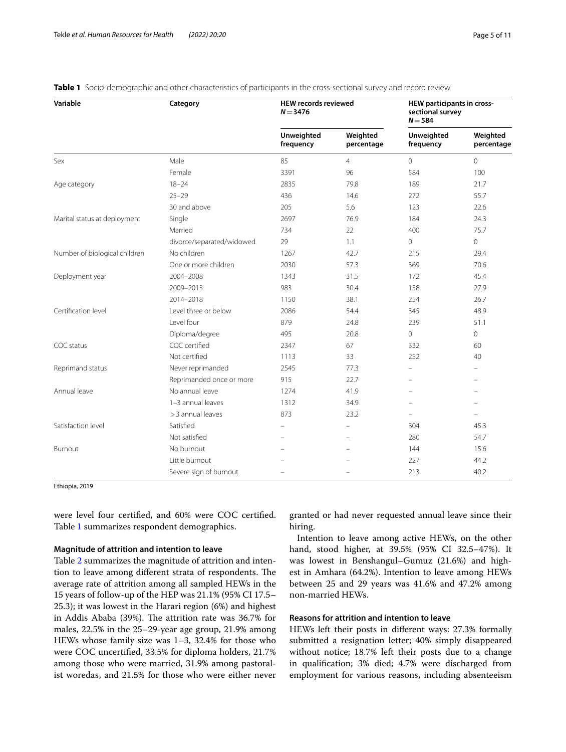**Table 1** Socio-demographic and other characteristics of participants in the cross-sectional survey and record review

| Variable | Category | HEW records reviewed $N = 3476$ | | HEW participants in cross-sectional survey $N = 584$ | |
|---|---|---|---|---|---|
| | | Unweighted frequency | Weighted percentage | Unweighted frequency | Weighted percentage |
| Sex | Male | 85 | 4 | 0 | 0 |
| | Female | 3391 | 96 | 584 | 100 |
| Age category | 18–24 | 2835 | 79.8 | 189 | 21.7 |
| | 25–29 | 436 | 14.6 | 272 | 55.7 |
| | 30 and above | 205 | 5.6 | 123 | 22.6 |
| Marital status at deployment | Single | 2697 | 76.9 | 184 | 24.3 |
| | Married | 734 | 22 | 400 | 75.7 |
| | divorce/separated/widowed | 29 | 1.1 | 0 | 0 |
| Number of biological children | No children | 1267 | 42.7 | 215 | 29.4 |
| | One or more children | 2030 | 57.3 | 369 | 70.6 |
| Deployment year | 2004–2008 | 1343 | 31.5 | 172 | 45.4 |
| | 2009–2013 | 983 | 30.4 | 158 | 27.9 |
| | 2014–2018 | 1150 | 38.1 | 254 | 26.7 |
| Certification level | Level three or below | 2086 | 54.4 | 345 | 48.9 |
| | Level four | 879 | 24.8 | 239 | 51.1 |
| | Diploma/degree | 495 | 20.8 | 0 | 0 |
| COC status | COC certified | 2347 | 67 | 332 | 60 |
| | Not certified | 1113 | 33 | 252 | 40 |
| Reprimand status | Never reprimanded | 2545 | 77.3 | – | – |
| | Reprimanded once or more | 915 | 22.7 | – | – |
| Annual leave | No annual leave | 1274 | 41.9 | – | – |
| | 1–3 annual leaves | 1312 | 34.9 | – | – |
| | > 3 annual leaves | 873 | 23.2 | – | – |
| Satisfaction level | Satisfied | – | – | 304 | 45.3 |
| | Not satisfied | – | – | 280 | 54.7 |
| Burnout | No burnout | – | – | 144 | 15.6 |
| | Little burnout | – | – | 227 | 44.2 |
| | Severe sign of burnout | – | – | 213 | 40.2 |

Ethiopia, 2019

were level four certified, and 60% were COC certified. Table 1 summarizes respondent demographics.

### Magnitude of attrition and intention to leave

Table 2 summarizes the magnitude of attrition and intention to leave among different strata of respondents. The average rate of attrition among all sampled HEWs in the 15 years of follow-up of the HEP was 21.1% (95% CI 17.5–25.3); it was lowest in the Harari region (6%) and highest in Addis Ababa (39%). The attrition rate was 36.7% for males, 22.5% in the 25–29-year age group, 21.9% among HEWs whose family size was 1–3, 32.4% for those who were COC uncertified, 33.5% for diploma holders, 21.7% among those who were married, 31.9% among pastoralist woredas, and 21.5% for those who were either never granted or had never requested annual leave since their hiring.

Intention to leave among active HEWs, on the other hand, stood higher, at 39.5% (95% CI 32.5–47%). It was lowest in Benshangul–Gumuz (21.6%) and highest in Amhara (64.2%). Intention to leave among HEWs between 25 and 29 years was 41.6% and 47.2% among non-married HEWs.

### Reasons for attrition and intention to leave

HEWs left their posts in different ways: 27.3% formally submitted a resignation letter; 40% simply disappeared without notice; 18.7% left their posts due to a change in qualification; 3% died; 4.7% were discharged from employment for various reasons, including absenteeism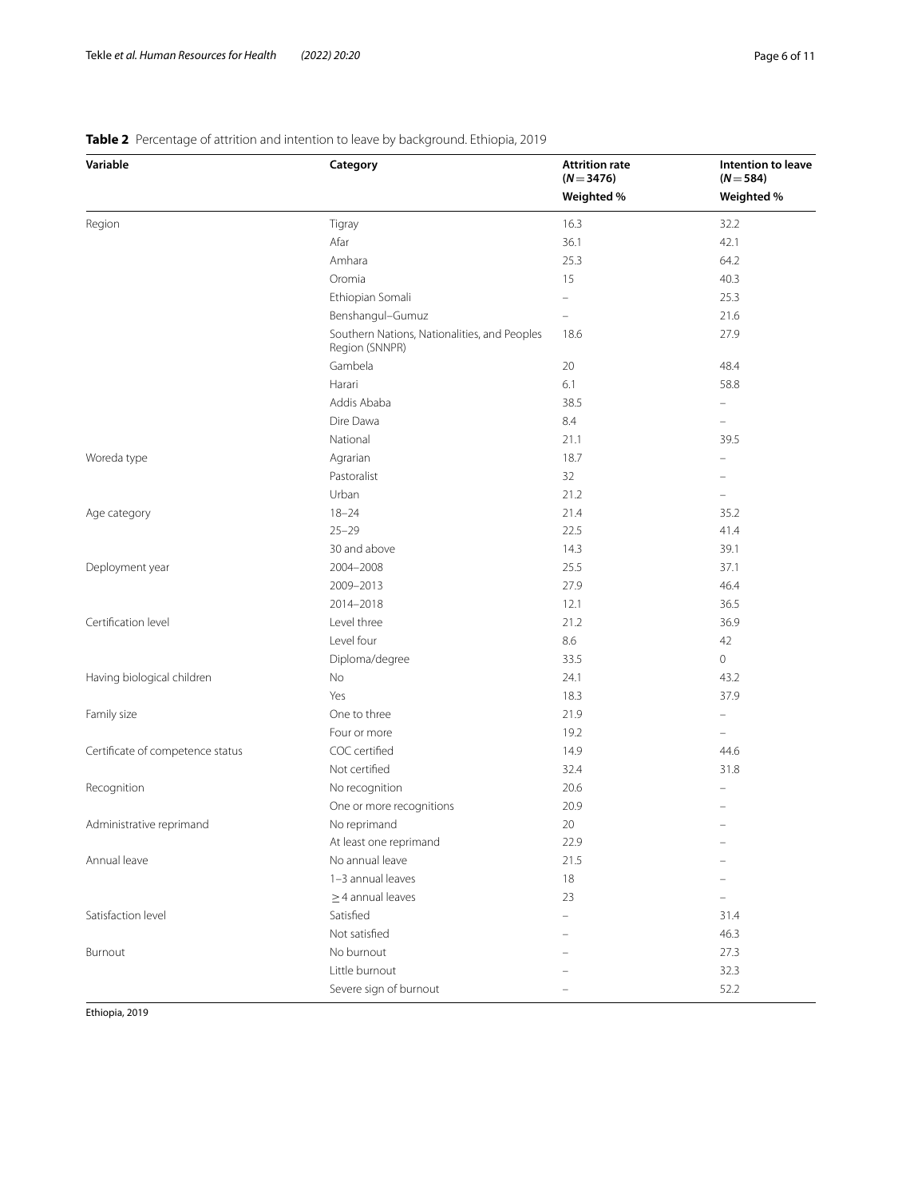**Table 2** Percentage of attrition and intention to leave by background. Ethiopia, 2019

| Variable | Category | Attrition rate ($N = 3476$) | Intention to leave ($N = 584$) |
|---|---|---|---|
| | | Weighted % | Weighted % |
| Region | Tigray | 16.3 | 32.2 |
| | Afar | 36.1 | 42.1 |
| | Amhara | 25.3 | 64.2 |
| | Oromia | 15 | 40.3 |
| | Ethiopian Somali | – | 25.3 |
| | Benshangul–Gumuz | – | 21.6 |
| | Southern Nations, Nationalities, and Peoples Region (SNNPR) | 18.6 | 27.9 |
| | Gambela | 20 | 48.4 |
| | Harari | 6.1 | 58.8 |
| | Addis Ababa | 38.5 | – |
| | Dire Dawa | 8.4 | – |
| | National | 21.1 | 39.5 |
| Woreda type | Agrarian | 18.7 | – |
| | Pastoralist | 32 | – |
| | Urban | 21.2 | – |
| Age category | 18–24 | 21.4 | 35.2 |
| | 25–29 | 22.5 | 41.4 |
| | 30 and above | 14.3 | 39.1 |
| Deployment year | 2004–2008 | 25.5 | 37.1 |
| | 2009–2013 | 27.9 | 46.4 |
| | 2014–2018 | 12.1 | 36.5 |
| Certification level | Level three | 21.2 | 36.9 |
| | Level four | 8.6 | 42 |
| | Diploma/degree | 33.5 | 0 |
| Having biological children | No | 24.1 | 43.2 |
| | Yes | 18.3 | 37.9 |
| Family size | One to three | 21.9 | – |
| | Four or more | 19.2 | – |
| Certificate of competence status | COC certified | 14.9 | 44.6 |
| | Not certified | 32.4 | 31.8 |
| Recognition | No recognition | 20.6 | – |
| | One or more recognitions | 20.9 | – |
| Administrative reprimand | No reprimand | 20 | – |
| | At least one reprimand | 22.9 | – |
| Annual leave | No annual leave | 21.5 | – |
| | 1–3 annual leaves | 18 | – |
| | ≥ 4 annual leaves | 23 | – |
| Satisfaction level | Satisfied | – | 31.4 |
| | Not satisfied | – | 46.3 |
| Burnout | No burnout | – | 27.3 |
| | Little burnout | – | 32.3 |
| | Severe sign of burnout | – | 52.2 |

Ethiopia, 2019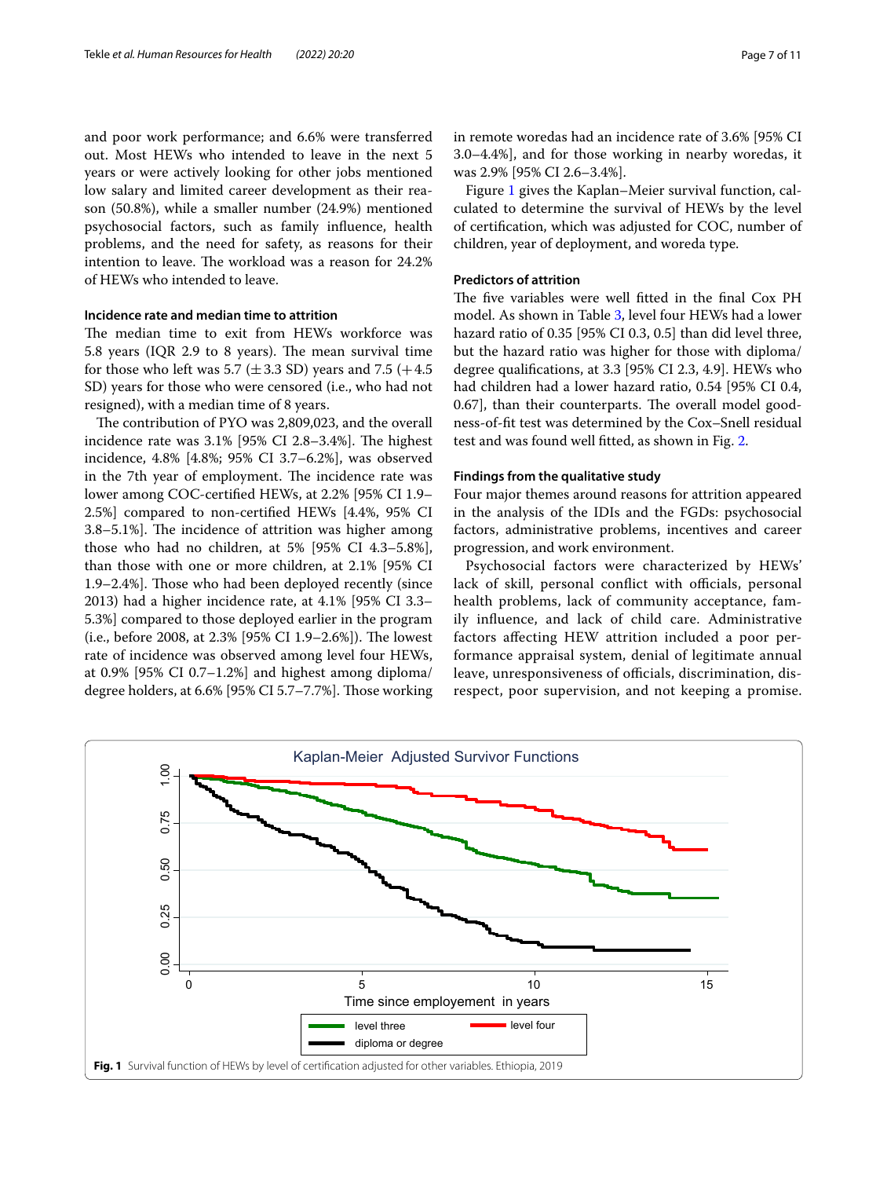and poor work performance; and 6.6% were transferred out. Most HEWs who intended to leave in the next 5 years or were actively looking for other jobs mentioned low salary and limited career development as their reason (50.8%), while a smaller number (24.9%) mentioned psychosocial factors, such as family influence, health problems, and the need for safety, as reasons for their intention to leave. The workload was a reason for 24.2% of HEWs who intended to leave.

### Incidence rate and median time to attrition

The median time to exit from HEWs workforce was 5.8 years (IQR 2.9 to 8 years). The mean survival time for those who left was 5.7 (±3.3 SD) years and 7.5 (+4.5 SD) years for those who were censored (i.e., who had not resigned), with a median time of 8 years.

The contribution of PYO was 2,809,023, and the overall incidence rate was 3.1% [95% CI 2.8–3.4%]. The highest incidence, 4.8% [4.8%; 95% CI 3.7–6.2%], was observed in the 7th year of employment. The incidence rate was lower among COC-certified HEWs, at 2.2% [95% CI 1.9–2.5%] compared to non-certified HEWs [4.4%, 95% CI 3.8–5.1%]. The incidence of attrition was higher among those who had no children, at 5% [95% CI 4.3–5.8%], than those with one or more children, at 2.1% [95% CI 1.9–2.4%]. Those who had been deployed recently (since 2013) had a higher incidence rate, at 4.1% [95% CI 3.3–5.3%] compared to those deployed earlier in the program (i.e., before 2008, at 2.3% [95% CI 1.9–2.6%]). The lowest rate of incidence was observed among level four HEWs, at 0.9% [95% CI 0.7–1.2%] and highest among diploma/degree holders, at 6.6% [95% CI 5.7–7.7%]. Those working in remote woredas had an incidence rate of 3.6% [95% CI 3.0–4.4%], and for those working in nearby woredas, it was 2.9% [95% CI 2.6–3.4%].

Figure 1 gives the Kaplan–Meier survival function, calculated to determine the survival of HEWs by the level of certification, which was adjusted for COC, number of children, year of deployment, and woreda type.

### Predictors of attrition

The five variables were well fitted in the final Cox PH model. As shown in Table 3, level four HEWs had a lower hazard ratio of 0.35 [95% CI 0.3, 0.5] than did level three, but the hazard ratio was higher for those with diploma/degree qualifications, at 3.3 [95% CI 2.3, 4.9]. HEWs who had children had a lower hazard ratio, 0.54 [95% CI 0.4, 0.67], than their counterparts. The overall model goodness-of-fit test was determined by the Cox–Snell residual test and was found well fitted, as shown in Fig. 2.

### Findings from the qualitative study

Four major themes around reasons for attrition appeared in the analysis of the IDIs and the FGDs: psychosocial factors, administrative problems, incentives and career progression, and work environment.

Psychosocial factors were characterized by HEWs' lack of skill, personal conflict with officials, personal health problems, lack of community acceptance, family influence, and lack of child care. Administrative factors affecting HEW attrition included a poor performance appraisal system, denial of legitimate annual leave, unresponsiveness of officials, discrimination, disrespect, poor supervision, and not keeping a promise.

**Fig. 1** Survival function of HEWs by level of certification adjusted for other variables. Ethiopia, 2019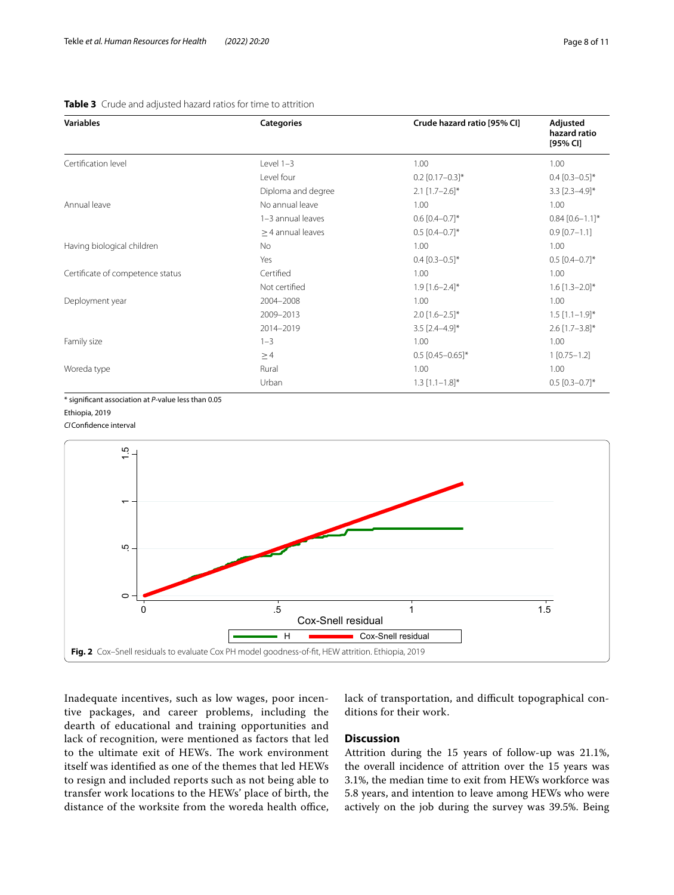**Table 3** Crude and adjusted hazard ratios for time to attrition

| Variables | Categories | Crude hazard ratio [95% CI] | Adjusted hazard ratio [95% CI] |
|---|---|---|---|
| Certification level | Level 1–3 | 1.00 | 1.00 |
| | Level four | 0.2 [0.17–0.3]* | 0.4 [0.3–0.5]* |
| | Diploma and degree | 2.1 [1.7–2.6]* | 3.3 [2.3–4.9]* |
| Annual leave | No annual leave | 1.00 | 1.00 |
| | 1–3 annual leaves | 0.6 [0.4–0.7]* | 0.84 [0.6–1.1]* |
| | ≥ 4 annual leaves | 0.5 [0.4–0.7]* | 0.9 [0.7–1.1] |
| Having biological children | No | 1.00 | 1.00 |
| | Yes | 0.4 [0.3–0.5]* | 0.5 [0.4–0.7]* |
| Certificate of competence status | Certified | 1.00 | 1.00 |
| | Not certified | 1.9 [1.6–2.4]* | 1.6 [1.3–2.0]* |
| Deployment year | 2004–2008 | 1.00 | 1.00 |
| | 2009–2013 | 2.0 [1.6–2.5]* | 1.5 [1.1–1.9]* |
| | 2014–2019 | 3.5 [2.4–4.9]* | 2.6 [1.7–3.8]* |
| Family size | 1–3 | 1.00 | 1.00 |
| | ≥ 4 | 0.5 [0.45–0.65]* | 1 [0.75–1.2] |
| Woreda type | Rural | 1.00 | 1.00 |
| | Urban | 1.3 [1.1–1.8]* | 0.5 [0.3–0.7]* |

\* significant association at *P*-value less than 0.05

Ethiopia, 2019

*CI* Confidence interval

**Fig. 2** Cox–Snell residuals to evaluate Cox PH model goodness-of-fit, HEW attrition. Ethiopia, 2019

Inadequate incentives, such as low wages, poor incentive packages, and career problems, including the dearth of educational and training opportunities and lack of recognition, were mentioned as factors that led to the ultimate exit of HEWs. The work environment itself was identified as one of the themes that led HEWs to resign and included reports such as not being able to transfer work locations to the HEWs' place of birth, the distance of the worksite from the woreda health office, lack of transportation, and difficult topographical conditions for their work.

## Discussion

Attrition during the 15 years of follow-up was 21.1%, the overall incidence of attrition over the 15 years was 3.1%, the median time to exit from HEWs workforce was 5.8 years, and intention to leave among HEWs who were actively on the job during the survey was 39.5%. Being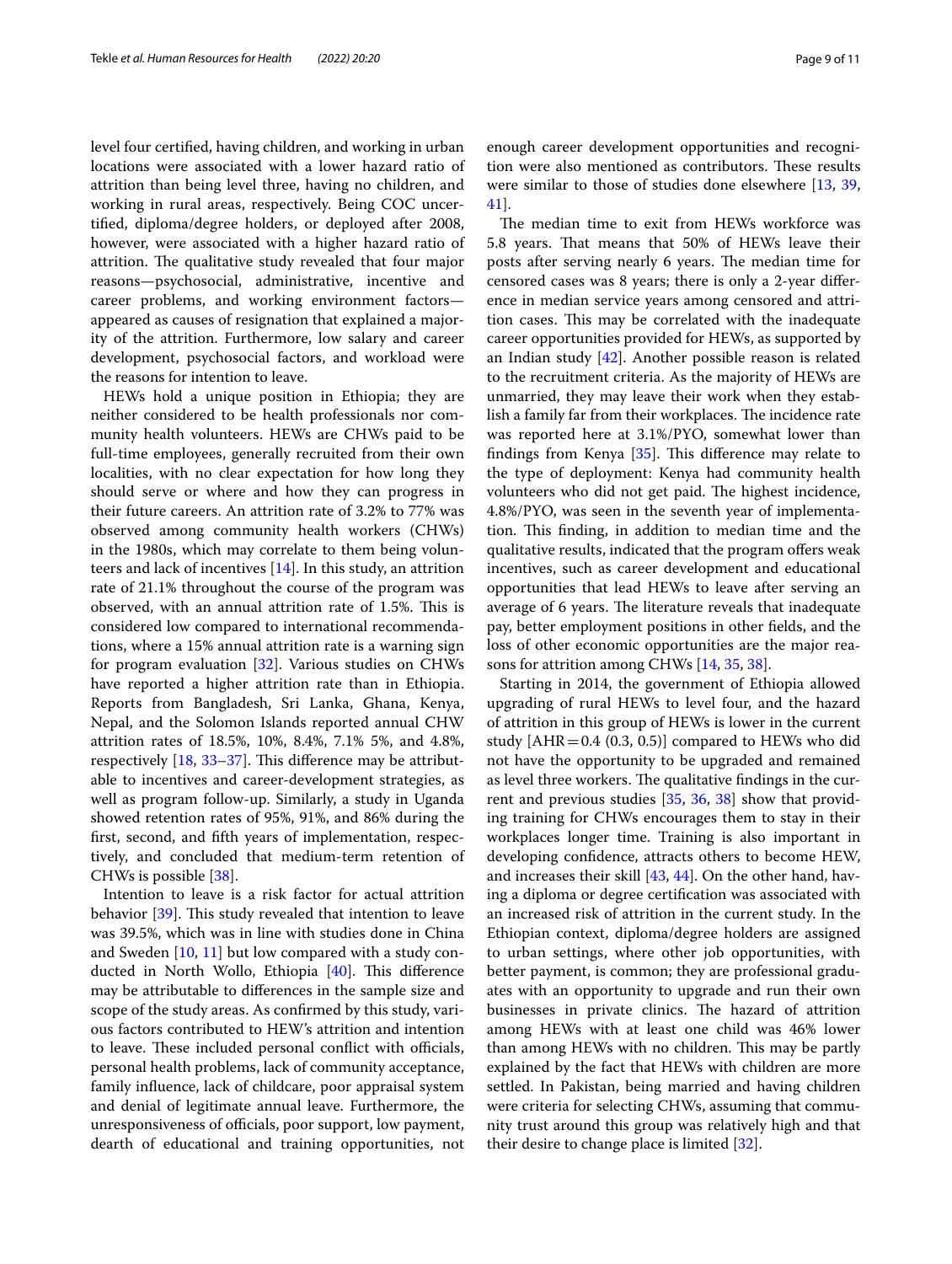level four certified, having children, and working in urban locations were associated with a lower hazard ratio of attrition than being level three, having no children, and working in rural areas, respectively. Being COC uncertified, diploma/degree holders, or deployed after 2008, however, were associated with a higher hazard ratio of attrition. The qualitative study revealed that four major reasons—psychosocial, administrative, incentive and career problems, and working environment factors—appeared as causes of resignation that explained a majority of the attrition. Furthermore, low salary and career development, psychosocial factors, and workload were the reasons for intention to leave.

HEWs hold a unique position in Ethiopia; they are neither considered to be health professionals nor community health volunteers. HEWs are CHWs paid to be full-time employees, generally recruited from their own localities, with no clear expectation for how long they should serve or where and how they can progress in their future careers. An attrition rate of 3.2% to 77% was observed among community health workers (CHWs) in the 1980s, which may correlate to them being volunteers and lack of incentives [14]. In this study, an attrition rate of 21.1% throughout the course of the program was observed, with an annual attrition rate of 1.5%. This is considered low compared to international recommendations, where a 15% annual attrition rate is a warning sign for program evaluation [32]. Various studies on CHWs have reported a higher attrition rate than in Ethiopia. Reports from Bangladesh, Sri Lanka, Ghana, Kenya, Nepal, and the Solomon Islands reported annual CHW attrition rates of 18.5%, 10%, 8.4%, 7.1% 5%, and 4.8%, respectively [18, 33–37]. This difference may be attributable to incentives and career-development strategies, as well as program follow-up. Similarly, a study in Uganda showed retention rates of 95%, 91%, and 86% during the first, second, and fifth years of implementation, respectively, and concluded that medium-term retention of CHWs is possible [38].

Intention to leave is a risk factor for actual attrition behavior [39]. This study revealed that intention to leave was 39.5%, which was in line with studies done in China and Sweden [10, 11] but low compared with a study conducted in North Wollo, Ethiopia [40]. This difference may be attributable to differences in the sample size and scope of the study areas. As confirmed by this study, various factors contributed to HEW's attrition and intention to leave. These included personal conflict with officials, personal health problems, lack of community acceptance, family influence, lack of childcare, poor appraisal system and denial of legitimate annual leave. Furthermore, the unresponsiveness of officials, poor support, low payment, dearth of educational and training opportunities, not enough career development opportunities and recognition were also mentioned as contributors. These results were similar to those of studies done elsewhere [13, 39, 41].

The median time to exit from HEWs workforce was 5.8 years. That means that 50% of HEWs leave their posts after serving nearly 6 years. The median time for censored cases was 8 years; there is only a 2-year difference in median service years among censored and attrition cases. This may be correlated with the inadequate career opportunities provided for HEWs, as supported by an Indian study [42]. Another possible reason is related to the recruitment criteria. As the majority of HEWs are unmarried, they may leave their work when they establish a family far from their workplaces. The incidence rate was reported here at 3.1%/PYO, somewhat lower than findings from Kenya [35]. This difference may relate to the type of deployment: Kenya had community health volunteers who did not get paid. The highest incidence, 4.8%/PYO, was seen in the seventh year of implementation. This finding, in addition to median time and the qualitative results, indicated that the program offers weak incentives, such as career development and educational opportunities that lead HEWs to leave after serving an average of 6 years. The literature reveals that inadequate pay, better employment positions in other fields, and the loss of other economic opportunities are the major reasons for attrition among CHWs [14, 35, 38].

Starting in 2014, the government of Ethiopia allowed upgrading of rural HEWs to level four, and the hazard of attrition in this group of HEWs is lower in the current study [AHR = 0.4 (0.3, 0.5)] compared to HEWs who did not have the opportunity to be upgraded and remained as level three workers. The qualitative findings in the current and previous studies [35, 36, 38] show that providing training for CHWs encourages them to stay in their workplaces longer time. Training is also important in developing confidence, attracts others to become HEW, and increases their skill [43, 44]. On the other hand, having a diploma or degree certification was associated with an increased risk of attrition in the current study. In the Ethiopian context, diploma/degree holders are assigned to urban settings, where other job opportunities, with better payment, is common; they are professional graduates with an opportunity to upgrade and run their own businesses in private clinics. The hazard of attrition among HEWs with at least one child was 46% lower than among HEWs with no children. This may be partly explained by the fact that HEWs with children are more settled. In Pakistan, being married and having children were criteria for selecting CHWs, assuming that community trust around this group was relatively high and that their desire to change place is limited [32].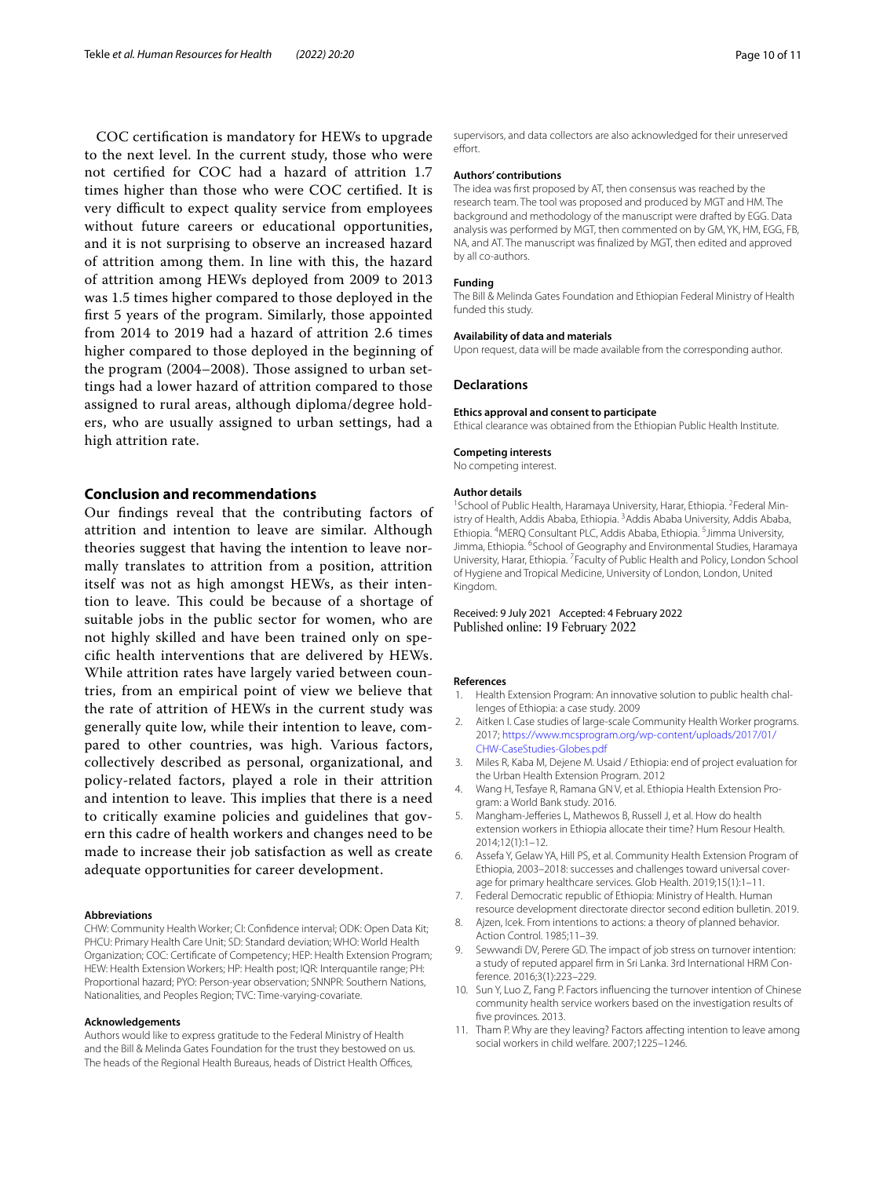COC certification is mandatory for HEWs to upgrade to the next level. In the current study, those who were not certified for COC had a hazard of attrition 1.7 times higher than those who were COC certified. It is very difficult to expect quality service from employees without future careers or educational opportunities, and it is not surprising to observe an increased hazard of attrition among them. In line with this, the hazard of attrition among HEWs deployed from 2009 to 2013 was 1.5 times higher compared to those deployed in the first 5 years of the program. Similarly, those appointed from 2014 to 2019 had a hazard of attrition 2.6 times higher compared to those deployed in the beginning of the program (2004–2008). Those assigned to urban settings had a lower hazard of attrition compared to those assigned to rural areas, although diploma/degree holders, who are usually assigned to urban settings, had a high attrition rate.

## Conclusion and recommendations

Our findings reveal that the contributing factors of attrition and intention to leave are similar. Although theories suggest that having the intention to leave normally translates to attrition from a position, attrition itself was not as high amongst HEWs, as their intention to leave. This could be because of a shortage of suitable jobs in the public sector for women, who are not highly skilled and have been trained only on specific health interventions that are delivered by HEWs. While attrition rates have largely varied between countries, from an empirical point of view we believe that the rate of attrition of HEWs in the current study was generally quite low, while their intention to leave, compared to other countries, was high. Various factors, collectively described as personal, organizational, and policy-related factors, played a role in their attrition and intention to leave. This implies that there is a need to critically examine policies and guidelines that govern this cadre of health workers and changes need to be made to increase their job satisfaction as well as create adequate opportunities for career development.

#### Abbreviations

CHW: Community Health Worker; CI: Confidence interval; ODK: Open Data Kit; PHCU: Primary Health Care Unit; SD: Standard deviation; WHO: World Health Organization; COC: Certificate of Competency; HEP: Health Extension Program; HEW: Health Extension Workers; HP: Health post; IQR: Interquantile range; PH: Proportional hazard; PYO: Person-year observation; SNNPR: Southern Nations, Nationalities, and Peoples Region; TVC: Time-varying-covariate.

#### Acknowledgements

Authors would like to express gratitude to the Federal Ministry of Health and the Bill & Melinda Gates Foundation for the trust they bestowed on us. The heads of the Regional Health Bureaus, heads of District Health Offices, supervisors, and data collectors are also acknowledged for their unreserved effort.

#### Authors' contributions

The idea was first proposed by AT, then consensus was reached by the research team. The tool was proposed and produced by MGT and HM. The background and methodology of the manuscript were drafted by EGG. Data analysis was performed by MGT, then commented on by GM, YK, HM, EGG, FB, NA, and AT. The manuscript was finalized by MGT, then edited and approved by all co-authors.

#### Funding

The Bill & Melinda Gates Foundation and Ethiopian Federal Ministry of Health funded this study.

#### Availability of data and materials

Upon request, data will be made available from the corresponding author.

## Declarations

#### Ethics approval and consent to participate

Ethical clearance was obtained from the Ethiopian Public Health Institute.

#### Competing interests

No competing interest.

#### Author details

[1]School of Public Health, Haramaya University, Harar, Ethiopia. [2]Federal Ministry of Health, Addis Ababa, Ethiopia. [3]Addis Ababa University, Addis Ababa, Ethiopia. [4]MERQ Consultant PLC, Addis Ababa, Ethiopia. [5]Jimma University, Jimma, Ethiopia. [6]School of Geography and Environmental Studies, Haramaya University, Harar, Ethiopia. [7]Faculty of Public Health and Policy, London School of Hygiene and Tropical Medicine, University of London, London, United Kingdom.

Received: 9 July 2021 Accepted: 4 February 2022
Published online: 19 February 2022

#### References

1. Health Extension Program: An innovative solution to public health challenges of Ethiopia: a case study. 2009
2. Aitken I. Case studies of large-scale Community Health Worker programs. 2017; https://www.mcsprogram.org/wp-content/uploads/2017/01/CHW-CaseStudies-Globes.pdf
3. Miles R, Kaba M, Dejene M. Usaid / Ethiopia: end of project evaluation for the Urban Health Extension Program. 2012
4. Wang H, Tesfaye R, Ramana GN V, et al. Ethiopia Health Extension Program: a World Bank study. 2016.
5. Mangham-Jefferies L, Mathewos B, Russell J, et al. How do health extension workers in Ethiopia allocate their time? Hum Resour Health. 2014;12(1):1–12.
6. Assefa Y, Gelaw YA, Hill PS, et al. Community Health Extension Program of Ethiopia, 2003–2018: successes and challenges toward universal coverage for primary healthcare services. Glob Health. 2019;15(1):1–11.
7. Federal Democratic republic of Ethiopia: Ministry of Health. Human resource development directorate director second edition bulletin. 2019.
8. Ajzen, Icek. From intentions to actions: a theory of planned behavior. Action Control. 1985;11–39.
9. Sewwandi DV, Perere GD. The impact of job stress on turnover intention: a study of reputed apparel firm in Sri Lanka. 3rd International HRM Conference. 2016;3(1):223–229.
10. Sun Y, Luo Z, Fang P. Factors influencing the turnover intention of Chinese community health service workers based on the investigation results of five provinces. 2013.
11. Tham P. Why are they leaving? Factors affecting intention to leave among social workers in child welfare. 2007;1225–1246.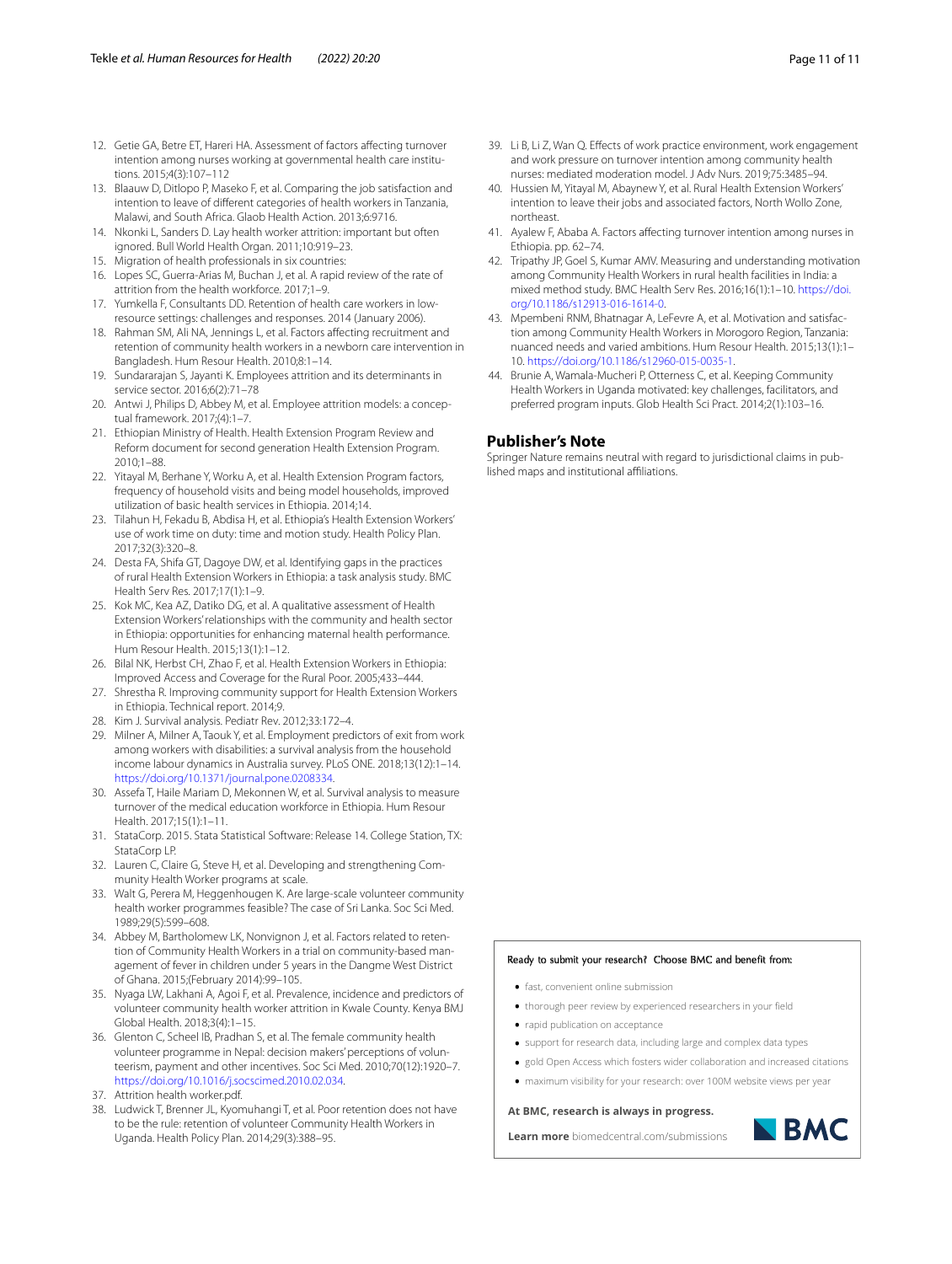12. Getie GA, Betre ET, Hareri HA. Assessment of factors affecting turnover intention among nurses working at governmental health care institutions. 2015;4(3):107–112
13. Blaauw D, Ditlopo P, Maseko F, et al. Comparing the job satisfaction and intention to leave of different categories of health workers in Tanzania, Malawi, and South Africa. Glaob Health Action. 2013;6:9716.
14. Nkonki L, Sanders D. Lay health worker attrition: important but often ignored. Bull World Health Organ. 2011;10:919–23.
15. Migration of health professionals in six countries:
16. Lopes SC, Guerra-Arias M, Buchan J, et al. A rapid review of the rate of attrition from the health workforce. 2017;1–9.
17. Yumkella F, Consultants DD. Retention of health care workers in low-resource settings: challenges and responses. 2014 (January 2006).
18. Rahman SM, Ali NA, Jennings L, et al. Factors affecting recruitment and retention of community health workers in a newborn care intervention in Bangladesh. Hum Resour Health. 2010;8:1–14.
19. Sundararajan S, Jayanti K. Employees attrition and its determinants in service sector. 2016;6(2):71–78
20. Antwi J, Philips D, Abbey M, et al. Employee attrition models: a conceptual framework. 2017;(4):1–7.
21. Ethiopian Ministry of Health. Health Extension Program Review and Reform document for second generation Health Extension Program. 2010;1–88.
22. Yitayal M, Berhane Y, Worku A, et al. Health Extension Program factors, frequency of household visits and being model households, improved utilization of basic health services in Ethiopia. 2014;14.
23. Tilahun H, Fekadu B, Abdisa H, et al. Ethiopia's Health Extension Workers' use of work time on duty: time and motion study. Health Policy Plan. 2017;32(3):320–8.
24. Desta FA, Shifa GT, Dagoye DW, et al. Identifying gaps in the practices of rural Health Extension Workers in Ethiopia: a task analysis study. BMC Health Serv Res. 2017;17(1):1–9.
25. Kok MC, Kea AZ, Datiko DG, et al. A qualitative assessment of Health Extension Workers' relationships with the community and health sector in Ethiopia: opportunities for enhancing maternal health performance. Hum Resour Health. 2015;13(1):1–12.
26. Bilal NK, Herbst CH, Zhao F, et al. Health Extension Workers in Ethiopia: Improved Access and Coverage for the Rural Poor. 2005;433–444.
27. Shrestha R. Improving community support for Health Extension Workers in Ethiopia. Technical report. 2014;9.
28. Kim J. Survival analysis. Pediatr Rev. 2012;33:172–4.
29. Milner A, Milner A, Taouk Y, et al. Employment predictors of exit from work among workers with disabilities: a survival analysis from the household income labour dynamics in Australia survey. PLoS ONE. 2018;13(12):1–14. https://doi.org/10.1371/journal.pone.0208334.
30. Assefa T, Haile Mariam D, Mekonnen W, et al. Survival analysis to measure turnover of the medical education workforce in Ethiopia. Hum Resour Health. 2017;15(1):1–11.
31. StataCorp. 2015. Stata Statistical Software: Release 14. College Station, TX: StataCorp LP.
32. Lauren C, Claire G, Steve H, et al. Developing and strengthening Community Health Worker programs at scale.
33. Walt G, Perera M, Heggenhougen K. Are large-scale volunteer community health worker programmes feasible? The case of Sri Lanka. Soc Sci Med. 1989;29(5):599–608.
34. Abbey M, Bartholomew LK, Nonvignon J, et al. Factors related to retention of Community Health Workers in a trial on community-based management of fever in children under 5 years in the Dangme West District of Ghana. 2015;(February 2014):99–105.
35. Nyaga LW, Lakhani A, Agoi F, et al. Prevalence, incidence and predictors of volunteer community health worker attrition in Kwale County. Kenya BMJ Global Health. 2018;3(4):1–15.
36. Glenton C, Scheel IB, Pradhan S, et al. The female community health volunteer programme in Nepal: decision makers' perceptions of volunteerism, payment and other incentives. Soc Sci Med. 2010;70(12):1920–7. https://doi.org/10.1016/j.socscimed.2010.02.034.
37. Attrition health worker.pdf.
38. Ludwick T, Brenner JL, Kyomuhangi T, et al. Poor retention does not have to be the rule: retention of volunteer Community Health Workers in Uganda. Health Policy Plan. 2014;29(3):388–95.
39. Li B, Li Z, Wan Q. Effects of work practice environment, work engagement and work pressure on turnover intention among community health nurses: mediated moderation model. J Adv Nurs. 2019;75:3485–94.
40. Hussien M, Yitayal M, Abaynew Y, et al. Rural Health Extension Workers' intention to leave their jobs and associated factors, North Wollo Zone, northeast.
41. Ayalew F, Ababa A. Factors affecting turnover intention among nurses in Ethiopia. pp. 62–74.
42. Tripathy JP, Goel S, Kumar AMV. Measuring and understanding motivation among Community Health Workers in rural health facilities in India: a mixed method study. BMC Health Serv Res. 2016;16(1):1–10. https://doi.org/10.1186/s12913-016-1614-0.
43. Mpembeni RNM, Bhatnagar A, LeFevre A, et al. Motivation and satisfaction among Community Health Workers in Morogoro Region, Tanzania: nuanced needs and varied ambitions. Hum Resour Health. 2015;13(1):1–10. https://doi.org/10.1186/s12960-015-0035-1.
44. Brunie A, Wamala-Mucheri P, Otterness C, et al. Keeping Community Health Workers in Uganda motivated: key challenges, facilitators, and preferred program inputs. Glob Health Sci Pract. 2014;2(1):103–16.

## Publisher's Note

Springer Nature remains neutral with regard to jurisdictional claims in published maps and institutional affiliations.

Ready to submit your research? Choose BMC and benefit from:

- fast, convenient online submission
- thorough peer review by experienced researchers in your field
- rapid publication on acceptance
- support for research data, including large and complex data types
- gold Open Access which fosters wider collaboration and increased citations
- maximum visibility for your research: over 100M website views per year

**At BMC, research is always in progress.**

**Learn more** biomedcentral.com/submissions

BMC